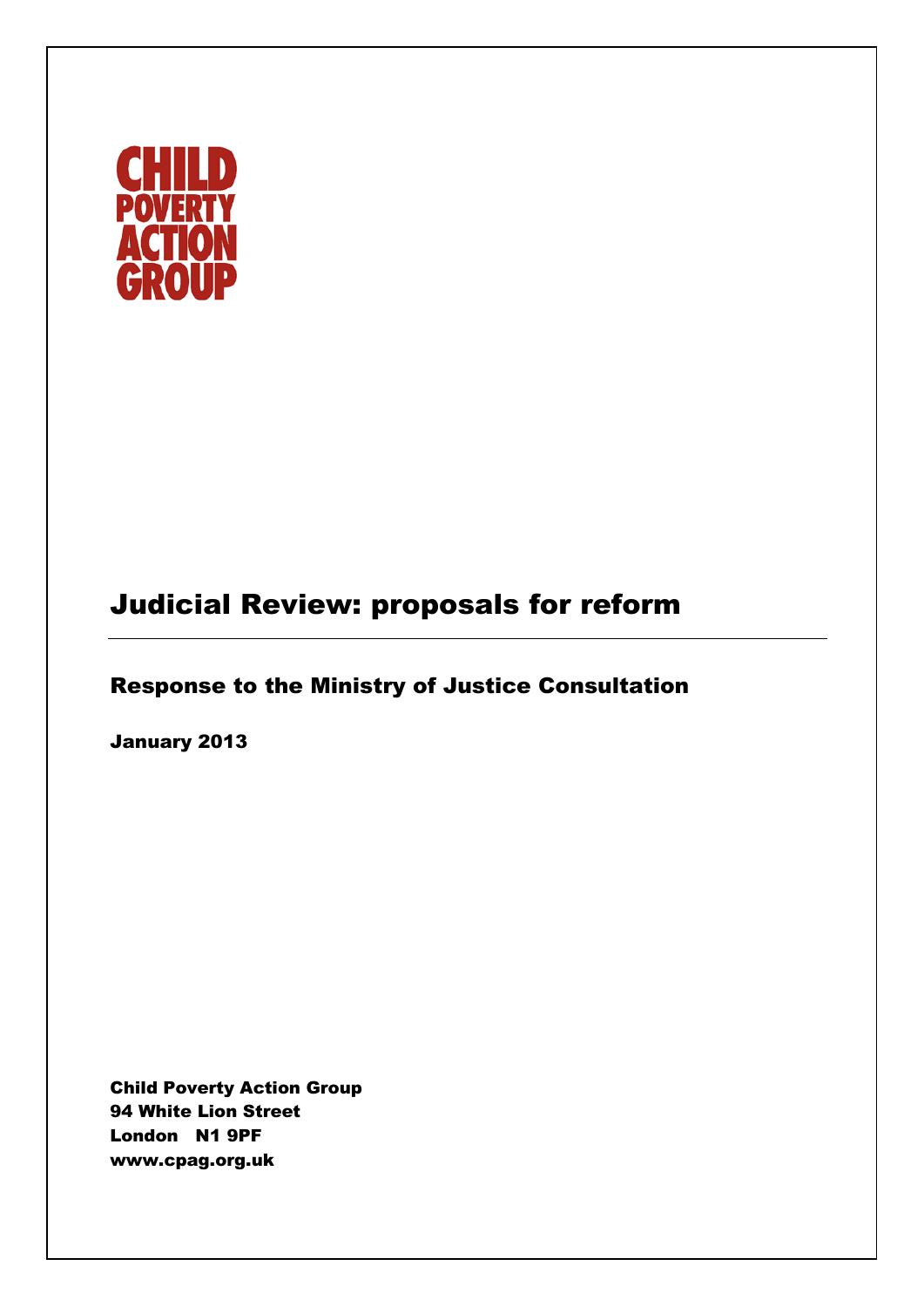**CHILD POVERTY ACTION GROUP**

# Judicial Review: proposals for reform

## Response to the Ministry of Justice Consultation

**January 2013**

**Child Poverty Action Group**
**94 White Lion Street**
**London N1 9PF**
**www.cpag.org.uk**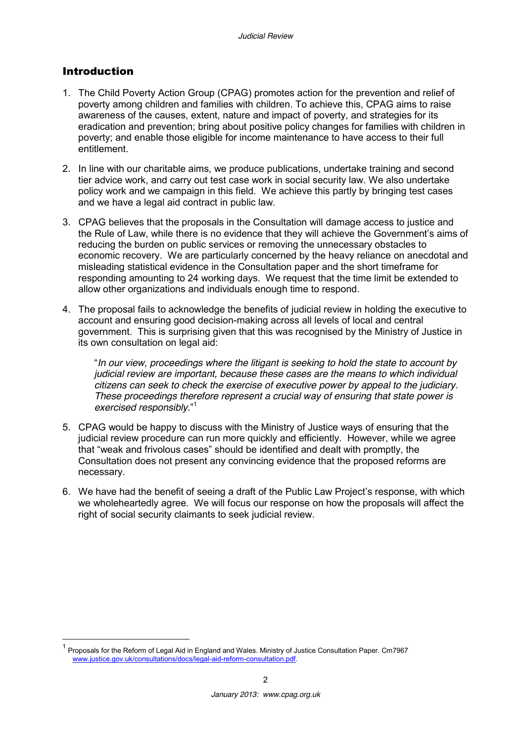## Introduction

1. The Child Poverty Action Group (CPAG) promotes action for the prevention and relief of poverty among children and families with children. To achieve this, CPAG aims to raise awareness of the causes, extent, nature and impact of poverty, and strategies for its eradication and prevention; bring about positive policy changes for families with children in poverty; and enable those eligible for income maintenance to have access to their full entitlement.

2. In line with our charitable aims, we produce publications, undertake training and second tier advice work, and carry out test case work in social security law. We also undertake policy work and we campaign in this field. We achieve this partly by bringing test cases and we have a legal aid contract in public law.

3. CPAG believes that the proposals in the Consultation will damage access to justice and the Rule of Law, while there is no evidence that they will achieve the Government's aims of reducing the burden on public services or removing the unnecessary obstacles to economic recovery. We are particularly concerned by the heavy reliance on anecdotal and misleading statistical evidence in the Consultation paper and the short timeframe for responding amounting to 24 working days. We request that the time limit be extended to allow other organizations and individuals enough time to respond.

4. The proposal fails to acknowledge the benefits of judicial review in holding the executive to account and ensuring good decision-making across all levels of local and central government. This is surprising given that this was recognised by the Ministry of Justice in its own consultation on legal aid:

   "*In our view, proceedings where the litigant is seeking to hold the state to account by judicial review are important, because these cases are the means to which individual citizens can seek to check the exercise of executive power by appeal to the judiciary. These proceedings therefore represent a crucial way of ensuring that state power is exercised responsibly.*"[1]

5. CPAG would be happy to discuss with the Ministry of Justice ways of ensuring that the judicial review procedure can run more quickly and efficiently. However, while we agree that "weak and frivolous cases" should be identified and dealt with promptly, the Consultation does not present any convincing evidence that the proposed reforms are necessary.

6. We have had the benefit of seeing a draft of the Public Law Project's response, with which we wholeheartedly agree. We will focus our response on how the proposals will affect the right of social security claimants to seek judicial review.

---

[1] Proposals for the Reform of Legal Aid in England and Wales. Ministry of Justice Consultation Paper. Cm7967 www.justice.gov.uk/consultations/docs/legal-aid-reform-consultation.pdf.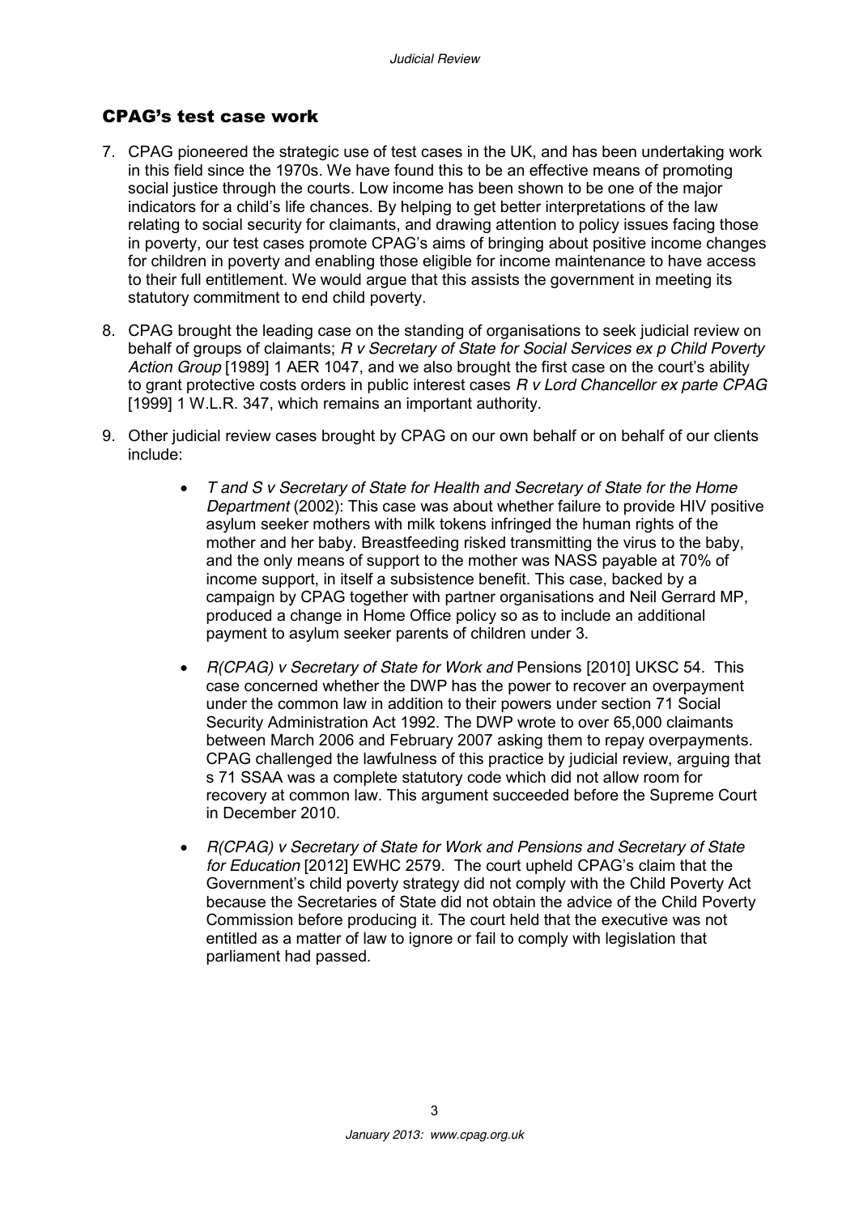## CPAG's test case work

7. CPAG pioneered the strategic use of test cases in the UK, and has been undertaking work in this field since the 1970s. We have found this to be an effective means of promoting social justice through the courts. Low income has been shown to be one of the major indicators for a child's life chances. By helping to get better interpretations of the law relating to social security for claimants, and drawing attention to policy issues facing those in poverty, our test cases promote CPAG's aims of bringing about positive income changes for children in poverty and enabling those eligible for income maintenance to have access to their full entitlement. We would argue that this assists the government in meeting its statutory commitment to end child poverty.

8. CPAG brought the leading case on the standing of organisations to seek judicial review on behalf of groups of claimants; *R v Secretary of State for Social Services ex p Child Poverty Action Group* [1989] 1 AER 1047, and we also brought the first case on the court's ability to grant protective costs orders in public interest cases *R v Lord Chancellor ex parte CPAG* [1999] 1 W.L.R. 347, which remains an important authority.

9. Other judicial review cases brought by CPAG on our own behalf or on behalf of our clients include:

    - *T and S v Secretary of State for Health and Secretary of State for the Home Department* (2002): This case was about whether failure to provide HIV positive asylum seeker mothers with milk tokens infringed the human rights of the mother and her baby. Breastfeeding risked transmitting the virus to the baby, and the only means of support to the mother was NASS payable at 70% of income support, in itself a subsistence benefit. This case, backed by a campaign by CPAG together with partner organisations and Neil Gerrard MP, produced a change in Home Office policy so as to include an additional payment to asylum seeker parents of children under 3.

    - *R(CPAG) v Secretary of State for Work and* Pensions [2010] UKSC 54. This case concerned whether the DWP has the power to recover an overpayment under the common law in addition to their powers under section 71 Social Security Administration Act 1992. The DWP wrote to over 65,000 claimants between March 2006 and February 2007 asking them to repay overpayments. CPAG challenged the lawfulness of this practice by judicial review, arguing that s 71 SSAA was a complete statutory code which did not allow room for recovery at common law. This argument succeeded before the Supreme Court in December 2010.

    - *R(CPAG) v Secretary of State for Work and Pensions and Secretary of State for Education* [2012] EWHC 2579. The court upheld CPAG's claim that the Government's child poverty strategy did not comply with the Child Poverty Act because the Secretaries of State did not obtain the advice of the Child Poverty Commission before producing it. The court held that the executive was not entitled as a matter of law to ignore or fail to comply with legislation that parliament had passed.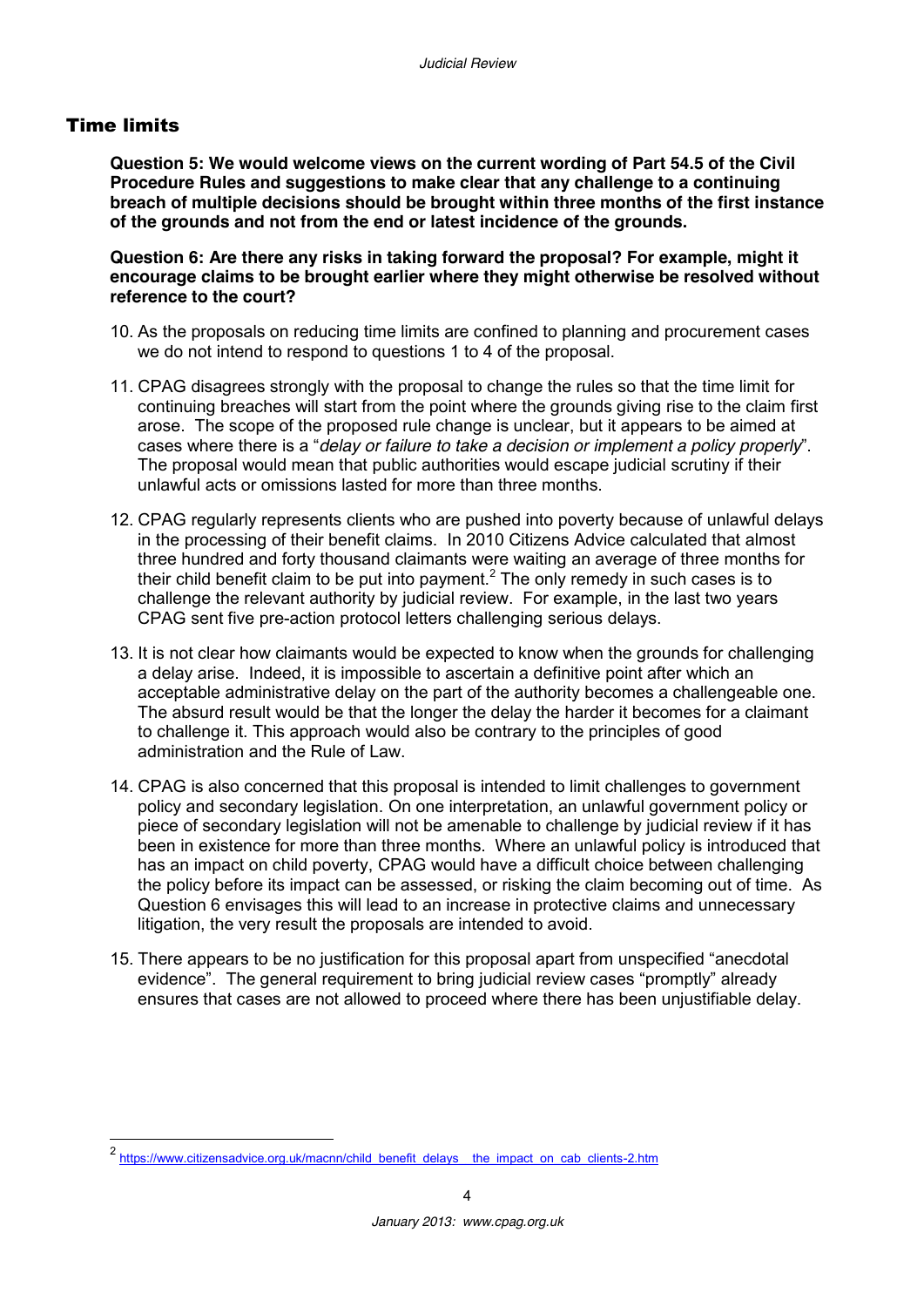## Time limits

**Question 5: We would welcome views on the current wording of Part 54.5 of the Civil Procedure Rules and suggestions to make clear that any challenge to a continuing breach of multiple decisions should be brought within three months of the first instance of the grounds and not from the end or latest incidence of the grounds.**

**Question 6: Are there any risks in taking forward the proposal? For example, might it encourage claims to be brought earlier where they might otherwise be resolved without reference to the court?**

10. As the proposals on reducing time limits are confined to planning and procurement cases we do not intend to respond to questions 1 to 4 of the proposal.

11. CPAG disagrees strongly with the proposal to change the rules so that the time limit for continuing breaches will start from the point where the grounds giving rise to the claim first arose. The scope of the proposed rule change is unclear, but it appears to be aimed at cases where there is a "*delay or failure to take a decision or implement a policy properly*". The proposal would mean that public authorities would escape judicial scrutiny if their unlawful acts or omissions lasted for more than three months.

12. CPAG regularly represents clients who are pushed into poverty because of unlawful delays in the processing of their benefit claims. In 2010 Citizens Advice calculated that almost three hundred and forty thousand claimants were waiting an average of three months for their child benefit claim to be put into payment.[2] The only remedy in such cases is to challenge the relevant authority by judicial review. For example, in the last two years CPAG sent five pre-action protocol letters challenging serious delays.

13. It is not clear how claimants would be expected to know when the grounds for challenging a delay arise. Indeed, it is impossible to ascertain a definitive point after which an acceptable administrative delay on the part of the authority becomes a challengeable one. The absurd result would be that the longer the delay the harder it becomes for a claimant to challenge it. This approach would also be contrary to the principles of good administration and the Rule of Law.

14. CPAG is also concerned that this proposal is intended to limit challenges to government policy and secondary legislation. On one interpretation, an unlawful government policy or piece of secondary legislation will not be amenable to challenge by judicial review if it has been in existence for more than three months. Where an unlawful policy is introduced that has an impact on child poverty, CPAG would have a difficult choice between challenging the policy before its impact can be assessed, or risking the claim becoming out of time. As Question 6 envisages this will lead to an increase in protective claims and unnecessary litigation, the very result the proposals are intended to avoid.

15. There appears to be no justification for this proposal apart from unspecified "anecdotal evidence". The general requirement to bring judicial review cases "promptly" already ensures that cases are not allowed to proceed where there has been unjustifiable delay.

---

[2] https://www.citizensadvice.org.uk/macnn/child_benefit_delays__the_impact_on_cab_clients-2.htm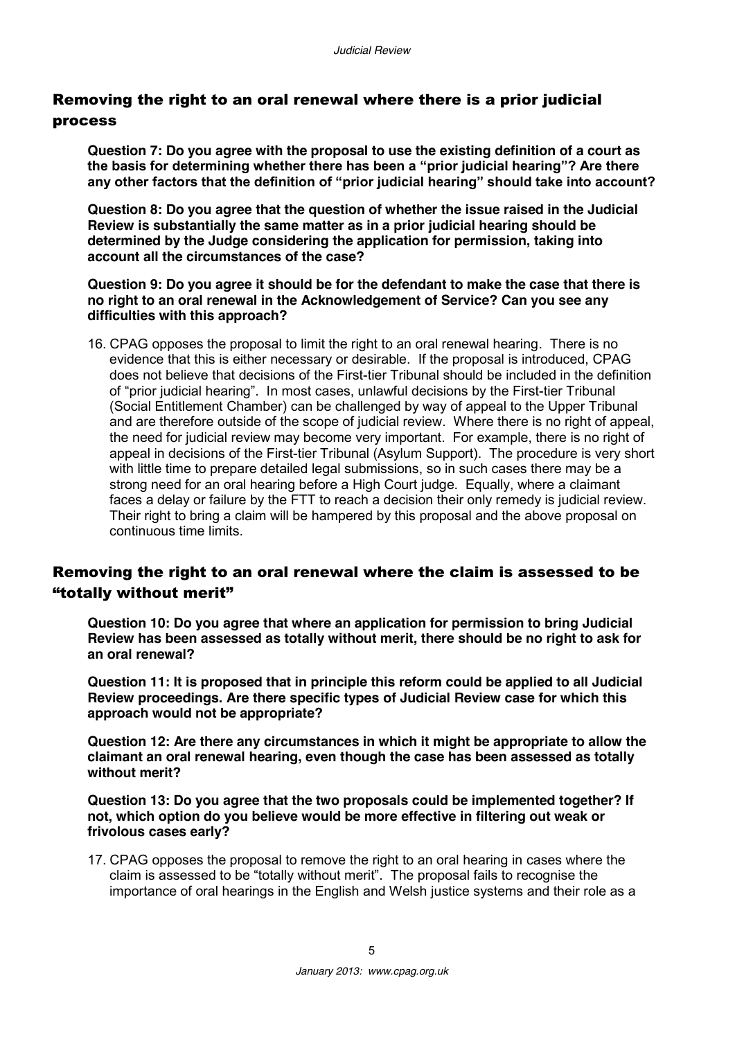## Removing the right to an oral renewal where there is a prior judicial process

**Question 7: Do you agree with the proposal to use the existing definition of a court as the basis for determining whether there has been a "prior judicial hearing"? Are there any other factors that the definition of "prior judicial hearing" should take into account?**

**Question 8: Do you agree that the question of whether the issue raised in the Judicial Review is substantially the same matter as in a prior judicial hearing should be determined by the Judge considering the application for permission, taking into account all the circumstances of the case?**

**Question 9: Do you agree it should be for the defendant to make the case that there is no right to an oral renewal in the Acknowledgement of Service? Can you see any difficulties with this approach?**

16. CPAG opposes the proposal to limit the right to an oral renewal hearing. There is no evidence that this is either necessary or desirable. If the proposal is introduced, CPAG does not believe that decisions of the First-tier Tribunal should be included in the definition of "prior judicial hearing". In most cases, unlawful decisions by the First-tier Tribunal (Social Entitlement Chamber) can be challenged by way of appeal to the Upper Tribunal and are therefore outside of the scope of judicial review. Where there is no right of appeal, the need for judicial review may become very important. For example, there is no right of appeal in decisions of the First-tier Tribunal (Asylum Support). The procedure is very short with little time to prepare detailed legal submissions, so in such cases there may be a strong need for an oral hearing before a High Court judge. Equally, where a claimant faces a delay or failure by the FTT to reach a decision their only remedy is judicial review. Their right to bring a claim will be hampered by this proposal and the above proposal on continuous time limits.

## Removing the right to an oral renewal where the claim is assessed to be "totally without merit"

**Question 10: Do you agree that where an application for permission to bring Judicial Review has been assessed as totally without merit, there should be no right to ask for an oral renewal?**

**Question 11: It is proposed that in principle this reform could be applied to all Judicial Review proceedings. Are there specific types of Judicial Review case for which this approach would not be appropriate?**

**Question 12: Are there any circumstances in which it might be appropriate to allow the claimant an oral renewal hearing, even though the case has been assessed as totally without merit?**

**Question 13: Do you agree that the two proposals could be implemented together? If not, which option do you believe would be more effective in filtering out weak or frivolous cases early?**

17. CPAG opposes the proposal to remove the right to an oral hearing in cases where the claim is assessed to be "totally without merit". The proposal fails to recognise the importance of oral hearings in the English and Welsh justice systems and their role as a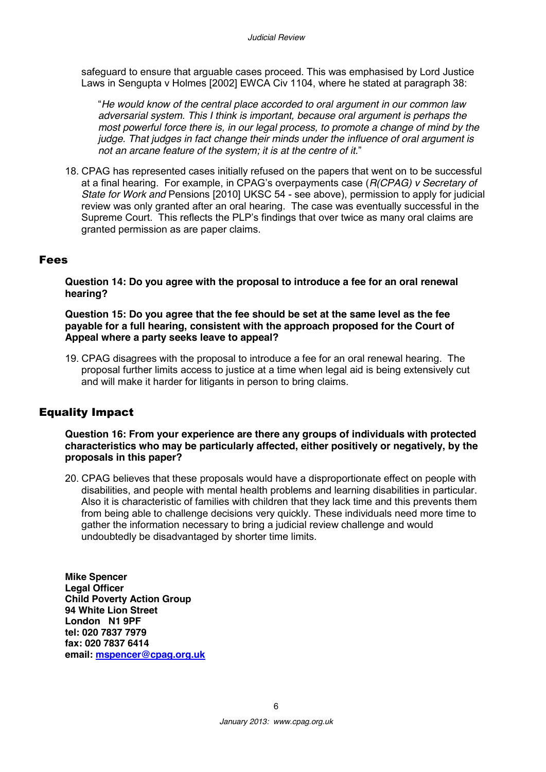safeguard to ensure that arguable cases proceed. This was emphasised by Lord Justice Laws in Sengupta v Holmes [2002] EWCA Civ 1104, where he stated at paragraph 38:

> "*He would know of the central place accorded to oral argument in our common law adversarial system. This I think is important, because oral argument is perhaps the most powerful force there is, in our legal process, to promote a change of mind by the judge. That judges in fact change their minds under the influence of oral argument is not an arcane feature of the system; it is at the centre of it.*"

18. CPAG has represented cases initially refused on the papers that went on to be successful at a final hearing. For example, in CPAG's overpayments case (*R(CPAG) v Secretary of State for Work and* Pensions [2010] UKSC 54 - see above), permission to apply for judicial review was only granted after an oral hearing. The case was eventually successful in the Supreme Court. This reflects the PLP's findings that over twice as many oral claims are granted permission as are paper claims.

## Fees

**Question 14: Do you agree with the proposal to introduce a fee for an oral renewal hearing?**

**Question 15: Do you agree that the fee should be set at the same level as the fee payable for a full hearing, consistent with the approach proposed for the Court of Appeal where a party seeks leave to appeal?**

19. CPAG disagrees with the proposal to introduce a fee for an oral renewal hearing. The proposal further limits access to justice at a time when legal aid is being extensively cut and will make it harder for litigants in person to bring claims.

## Equality Impact

**Question 16: From your experience are there any groups of individuals with protected characteristics who may be particularly affected, either positively or negatively, by the proposals in this paper?**

20. CPAG believes that these proposals would have a disproportionate effect on people with disabilities, and people with mental health problems and learning disabilities in particular. Also it is characteristic of families with children that they lack time and this prevents them from being able to challenge decisions very quickly. These individuals need more time to gather the information necessary to bring a judicial review challenge and would undoubtedly be disadvantaged by shorter time limits.

**Mike Spencer**
**Legal Officer**
**Child Poverty Action Group**
**94 White Lion Street**
**London N1 9PF**
**tel: 020 7837 7979**
**fax: 020 7837 6414**
**email: mspencer@cpag.org.uk**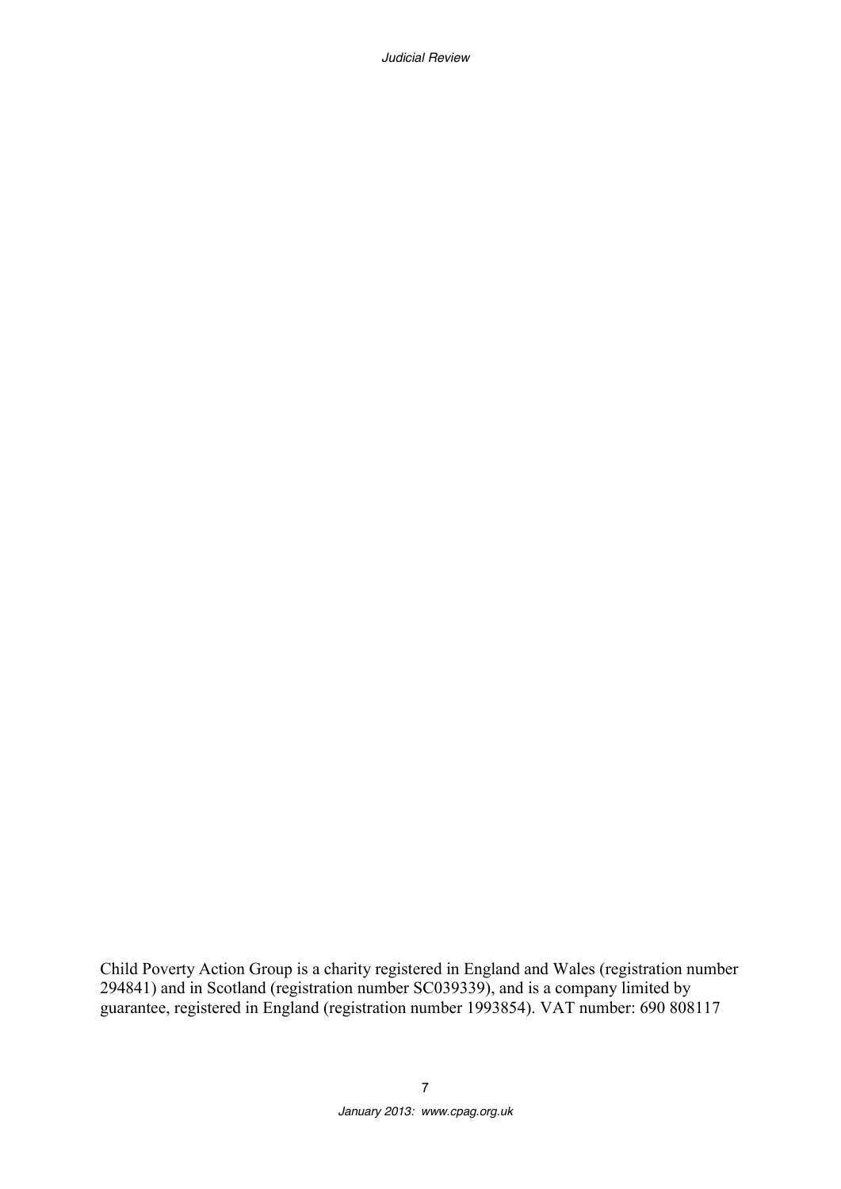Child Poverty Action Group is a charity registered in England and Wales (registration number 294841) and in Scotland (registration number SC039339), and is a company limited by guarantee, registered in England (registration number 1993854). VAT number: 690 808117